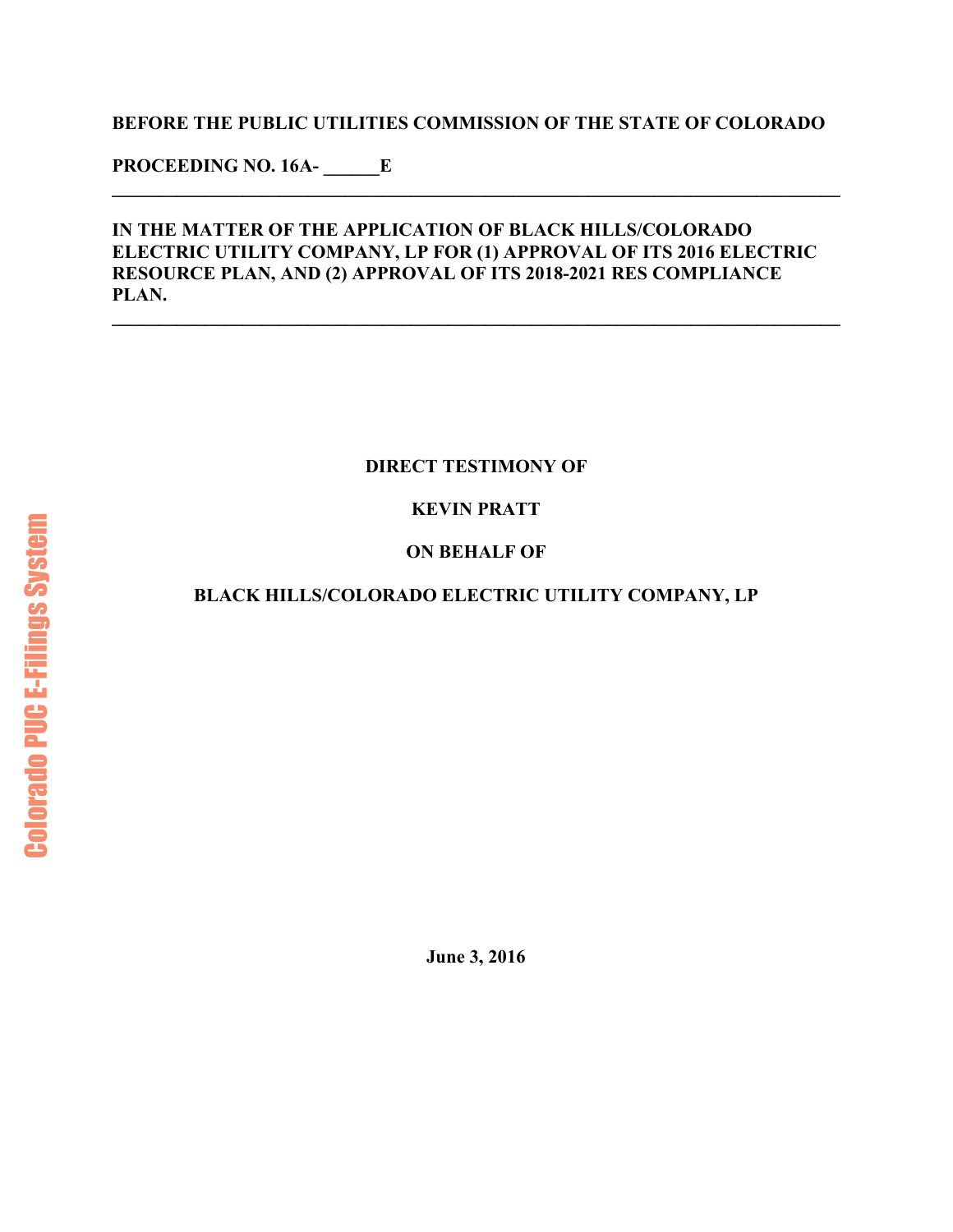**BEFORE THE PUBLIC UTILITIES COMMISSION OF THE STATE OF COLORADO**

**PROCEEDING NO. 16A- ______E**

---

**IN THE MATTER OF THE APPLICATION OF BLACK HILLS/COLORADO ELECTRIC UTILITY COMPANY, LP FOR (1) APPROVAL OF ITS 2016 ELECTRIC RESOURCE PLAN, AND (2) APPROVAL OF ITS 2018-2021 RES COMPLIANCE PLAN.**

---

**DIRECT TESTIMONY OF**

**KEVIN PRATT**

**ON BEHALF OF**

**BLACK HILLS/COLORADO ELECTRIC UTILITY COMPANY, LP**

**June 3, 2016**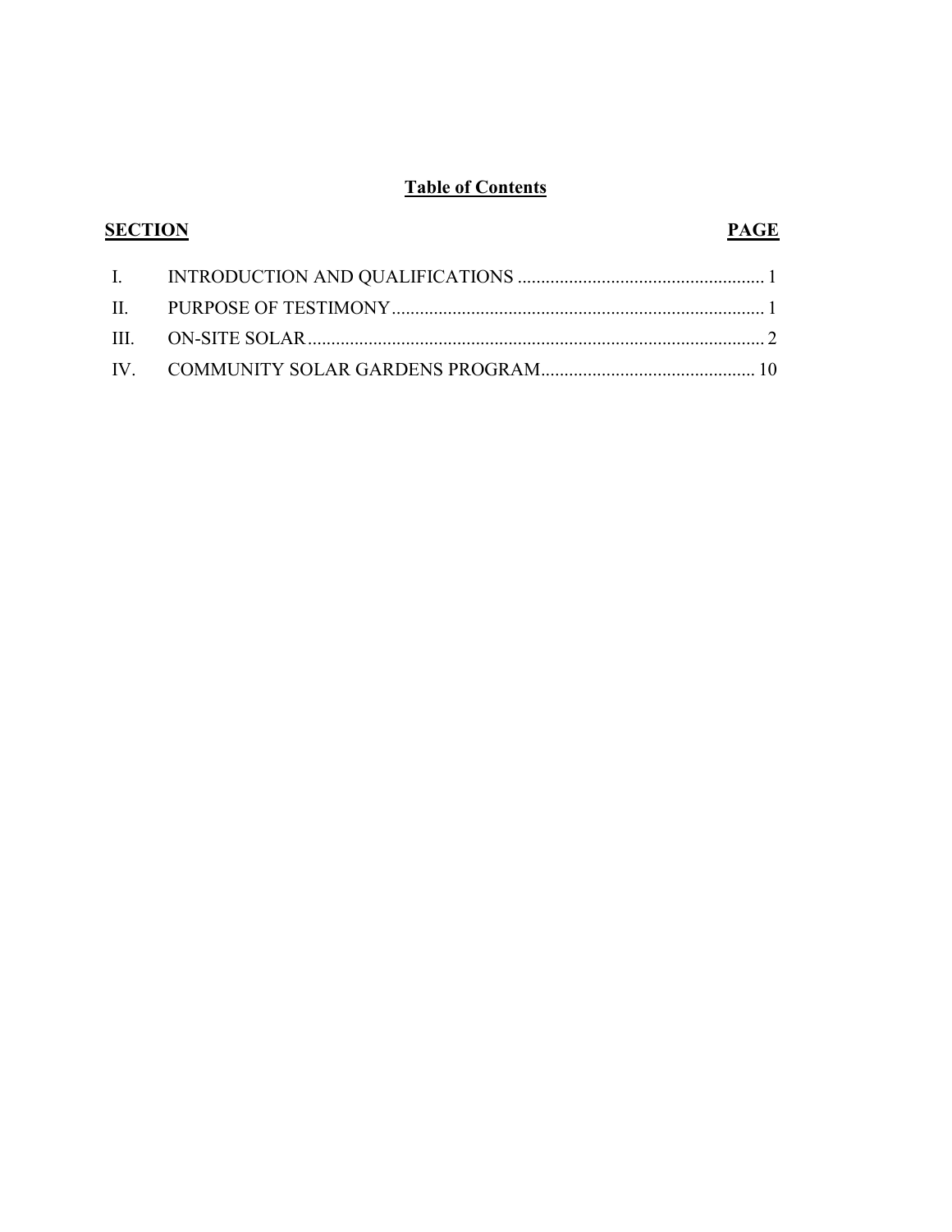## Table of Contents

| SECTION | | PAGE |
|---|---|---|
| I. | INTRODUCTION AND QUALIFICATIONS | 1 |
| II. | PURPOSE OF TESTIMONY | 1 |
| III. | ON-SITE SOLAR | 2 |
| IV. | COMMUNITY SOLAR GARDENS PROGRAM | 10 |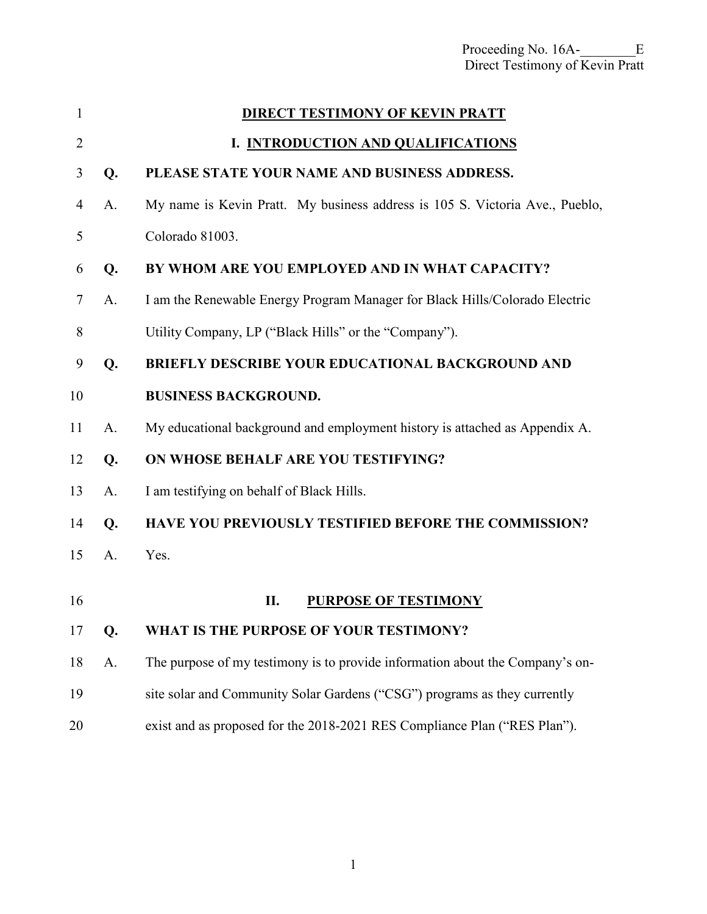# DIRECT TESTIMONY OF KEVIN PRATT

## I. INTRODUCTION AND QUALIFICATIONS

**Q. PLEASE STATE YOUR NAME AND BUSINESS ADDRESS.**

A. My name is Kevin Pratt. My business address is 105 S. Victoria Ave., Pueblo, Colorado 81003.

**Q. BY WHOM ARE YOU EMPLOYED AND IN WHAT CAPACITY?**

A. I am the Renewable Energy Program Manager for Black Hills/Colorado Electric Utility Company, LP ("Black Hills" or the "Company").

**Q. BRIEFLY DESCRIBE YOUR EDUCATIONAL BACKGROUND AND BUSINESS BACKGROUND.**

A. My educational background and employment history is attached as Appendix A.

**Q. ON WHOSE BEHALF ARE YOU TESTIFYING?**

A. I am testifying on behalf of Black Hills.

**Q. HAVE YOU PREVIOUSLY TESTIFIED BEFORE THE COMMISSION?**

A. Yes.

## II. PURPOSE OF TESTIMONY

**Q. WHAT IS THE PURPOSE OF YOUR TESTIMONY?**

A. The purpose of my testimony is to provide information about the Company's on-site solar and Community Solar Gardens ("CSG") programs as they currently exist and as proposed for the 2018-2021 RES Compliance Plan ("RES Plan").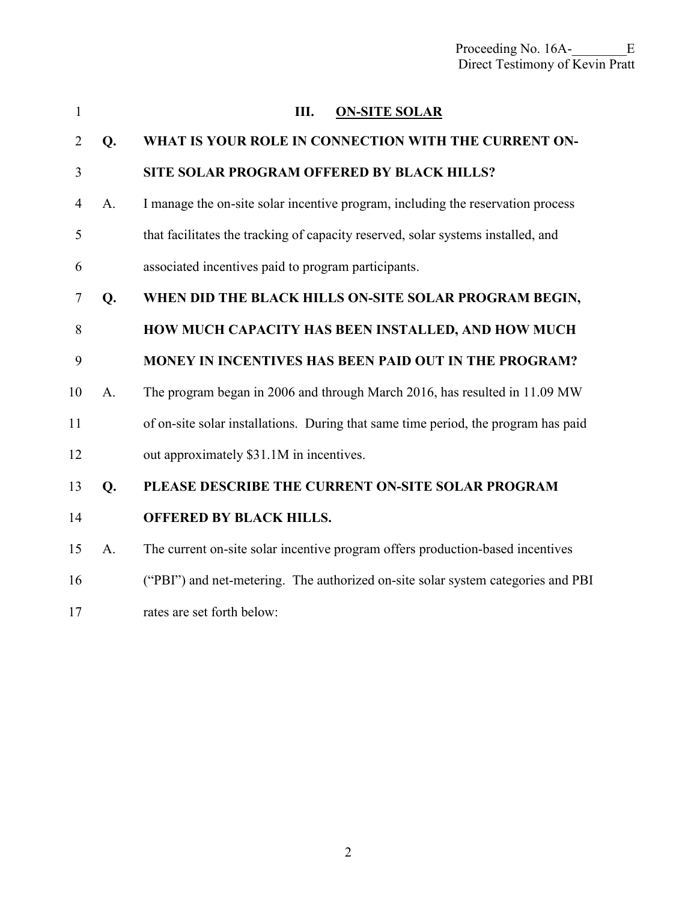## III. ON-SITE SOLAR

**Q. WHAT IS YOUR ROLE IN CONNECTION WITH THE CURRENT ON-SITE SOLAR PROGRAM OFFERED BY BLACK HILLS?**

A. I manage the on-site solar incentive program, including the reservation process that facilitates the tracking of capacity reserved, solar systems installed, and associated incentives paid to program participants.

**Q. WHEN DID THE BLACK HILLS ON-SITE SOLAR PROGRAM BEGIN, HOW MUCH CAPACITY HAS BEEN INSTALLED, AND HOW MUCH MONEY IN INCENTIVES HAS BEEN PAID OUT IN THE PROGRAM?**

A. The program began in 2006 and through March 2016, has resulted in 11.09 MW of on-site solar installations. During that same time period, the program has paid out approximately $31.1M in incentives.

**Q. PLEASE DESCRIBE THE CURRENT ON-SITE SOLAR PROGRAM OFFERED BY BLACK HILLS.**

A. The current on-site solar incentive program offers production-based incentives ("PBI") and net-metering. The authorized on-site solar system categories and PBI rates are set forth below: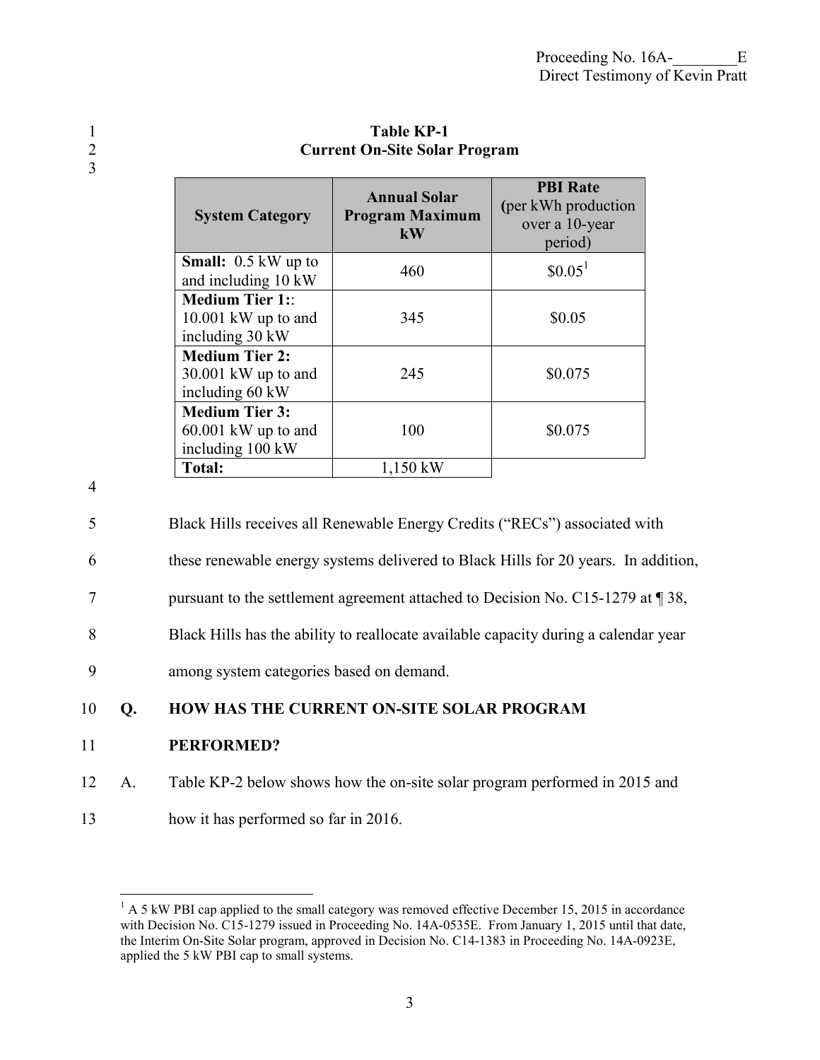**Table KP-1**
**Current On-Site Solar Program**

| System Category | Annual Solar Program Maximum kW | PBI Rate (per kWh production over a 10-year period) |
|---|---|---|
| **Small:** 0.5 kW up to and including 10 kW | 460 | $0.05[1] |
| **Medium Tier 1:**: 10.001 kW up to and including 30 kW | 345 | $0.05 |
| **Medium Tier 2:** 30.001 kW up to and including 60 kW | 245 | $0.075 |
| **Medium Tier 3:** 60.001 kW up to and including 100 kW | 100 | $0.075 |
| **Total:** | 1,150 kW | |

Black Hills receives all Renewable Energy Credits ("RECs") associated with these renewable energy systems delivered to Black Hills for 20 years. In addition, pursuant to the settlement agreement attached to Decision No. C15-1279 at ¶ 38, Black Hills has the ability to reallocate available capacity during a calendar year among system categories based on demand.

**Q. HOW HAS THE CURRENT ON-SITE SOLAR PROGRAM PERFORMED?**

A. Table KP-2 below shows how the on-site solar program performed in 2015 and how it has performed so far in 2016.

[1] A 5 kW PBI cap applied to the small category was removed effective December 15, 2015 in accordance with Decision No. C15-1279 issued in Proceeding No. 14A-0535E. From January 1, 2015 until that date, the Interim On-Site Solar program, approved in Decision No. C14-1383 in Proceeding No. 14A-0923E, applied the 5 kW PBI cap to small systems.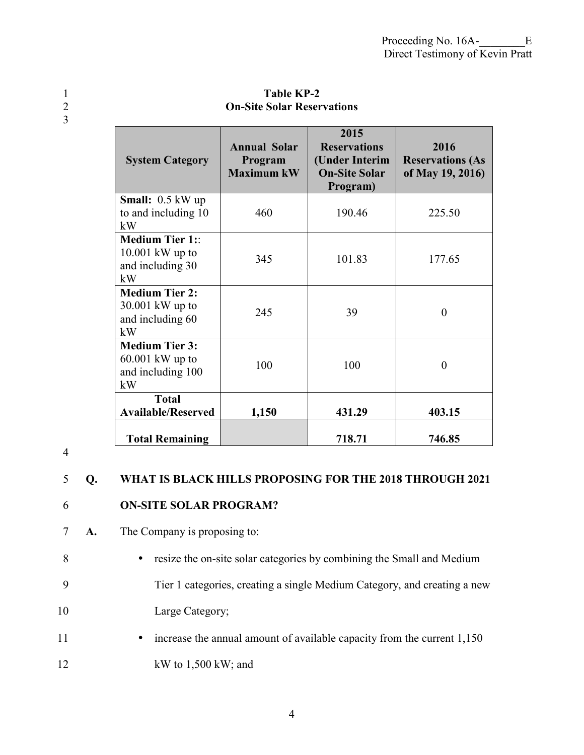**Table KP-2**
**On-Site Solar Reservations**

| System Category | Annual Solar Program Maximum kW | 2015 Reservations (Under Interim On-Site Solar Program) | 2016 Reservations (As of May 19, 2016) |
|---|---|---|---|
| **Small:** 0.5 kW up to and including 10 kW | 460 | 190.46 | 225.50 |
| **Medium Tier 1:**: 10.001 kW up to and including 30 kW | 345 | 101.83 | 177.65 |
| **Medium Tier 2:** 30.001 kW up to and including 60 kW | 245 | 39 | 0 |
| **Medium Tier 3:** 60.001 kW up to and including 100 kW | 100 | 100 | 0 |
| **Total Available/Reserved** | **1,150** | **431.29** | **403.15** |
| **Total Remaining** | | **718.71** | **746.85** |

**Q. WHAT IS BLACK HILLS PROPOSING FOR THE 2018 THROUGH 2021 ON-SITE SOLAR PROGRAM?**

A. The Company is proposing to:

- resize the on-site solar categories by combining the Small and Medium Tier 1 categories, creating a single Medium Category, and creating a new Large Category;
- increase the annual amount of available capacity from the current 1,150 kW to 1,500 kW; and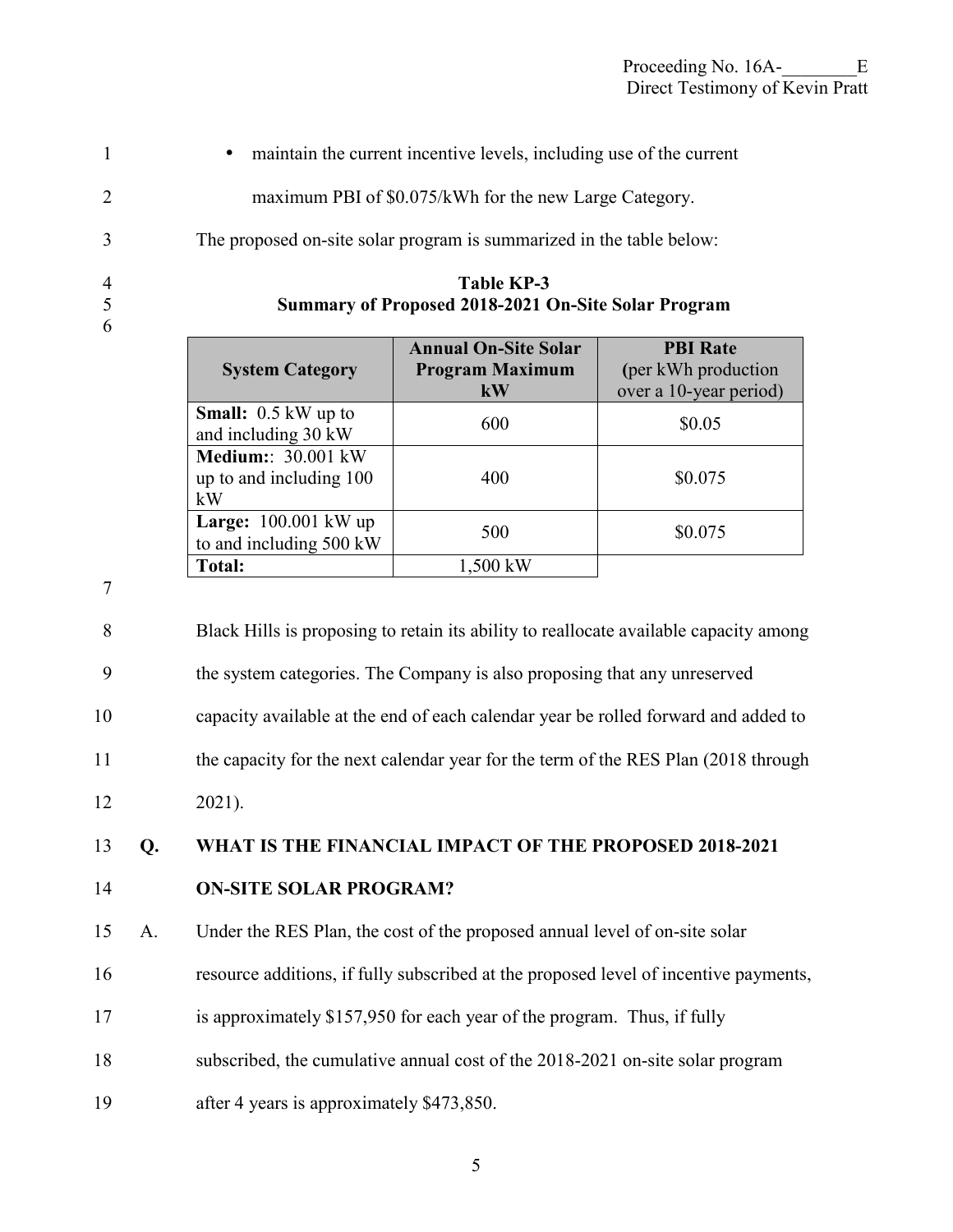- maintain the current incentive levels, including use of the current maximum PBI of $0.075/kWh for the new Large Category.

The proposed on-site solar program is summarized in the table below:

**Table KP-3**
**Summary of Proposed 2018-2021 On-Site Solar Program**

| System Category | Annual On-Site Solar Program Maximum kW | PBI Rate (per kWh production over a 10-year period) |
|---|---|---|
| **Small:** 0.5 kW up to and including 30 kW | 600 | $0.05 |
| **Medium:**: 30.001 kW up to and including 100 kW | 400 | $0.075 |
| **Large:** 100.001 kW up to and including 500 kW | 500 | $0.075 |
| **Total:** | 1,500 kW | |

Black Hills is proposing to retain its ability to reallocate available capacity among the system categories. The Company is also proposing that any unreserved capacity available at the end of each calendar year be rolled forward and added to the capacity for the next calendar year for the term of the RES Plan (2018 through 2021).

**Q. WHAT IS THE FINANCIAL IMPACT OF THE PROPOSED 2018-2021 ON-SITE SOLAR PROGRAM?**

A. Under the RES Plan, the cost of the proposed annual level of on-site solar resource additions, if fully subscribed at the proposed level of incentive payments, is approximately $157,950 for each year of the program. Thus, if fully subscribed, the cumulative annual cost of the 2018-2021 on-site solar program after 4 years is approximately $473,850.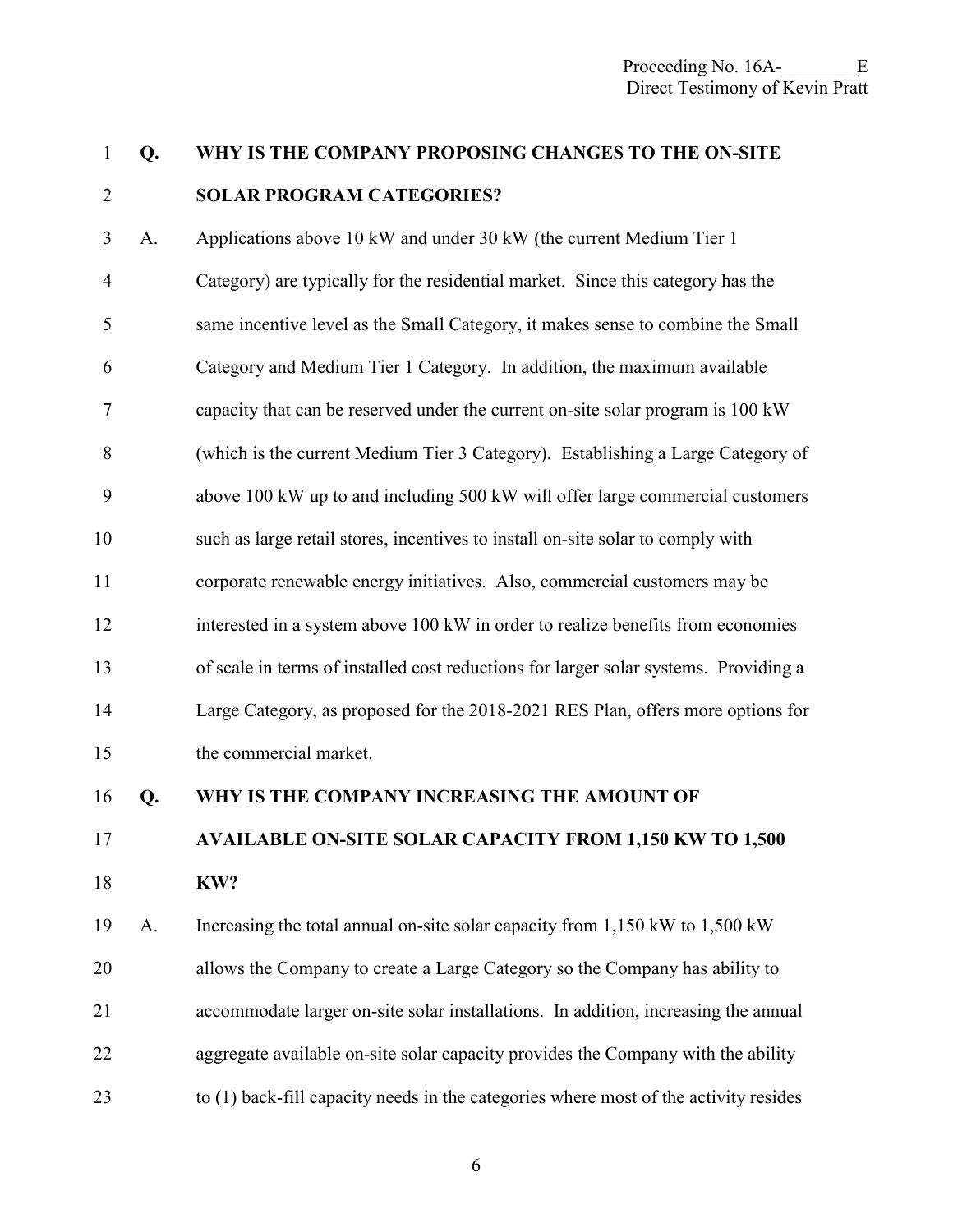**Q. WHY IS THE COMPANY PROPOSING CHANGES TO THE ON-SITE SOLAR PROGRAM CATEGORIES?**

A. Applications above 10 kW and under 30 kW (the current Medium Tier 1 Category) are typically for the residential market. Since this category has the same incentive level as the Small Category, it makes sense to combine the Small Category and Medium Tier 1 Category. In addition, the maximum available capacity that can be reserved under the current on-site solar program is 100 kW (which is the current Medium Tier 3 Category). Establishing a Large Category of above 100 kW up to and including 500 kW will offer large commercial customers such as large retail stores, incentives to install on-site solar to comply with corporate renewable energy initiatives. Also, commercial customers may be interested in a system above 100 kW in order to realize benefits from economies of scale in terms of installed cost reductions for larger solar systems. Providing a Large Category, as proposed for the 2018-2021 RES Plan, offers more options for the commercial market.

**Q. WHY IS THE COMPANY INCREASING THE AMOUNT OF AVAILABLE ON-SITE SOLAR CAPACITY FROM 1,150 KW TO 1,500 KW?**

A. Increasing the total annual on-site solar capacity from 1,150 kW to 1,500 kW allows the Company to create a Large Category so the Company has ability to accommodate larger on-site solar installations. In addition, increasing the annual aggregate available on-site solar capacity provides the Company with the ability to (1) back-fill capacity needs in the categories where most of the activity resides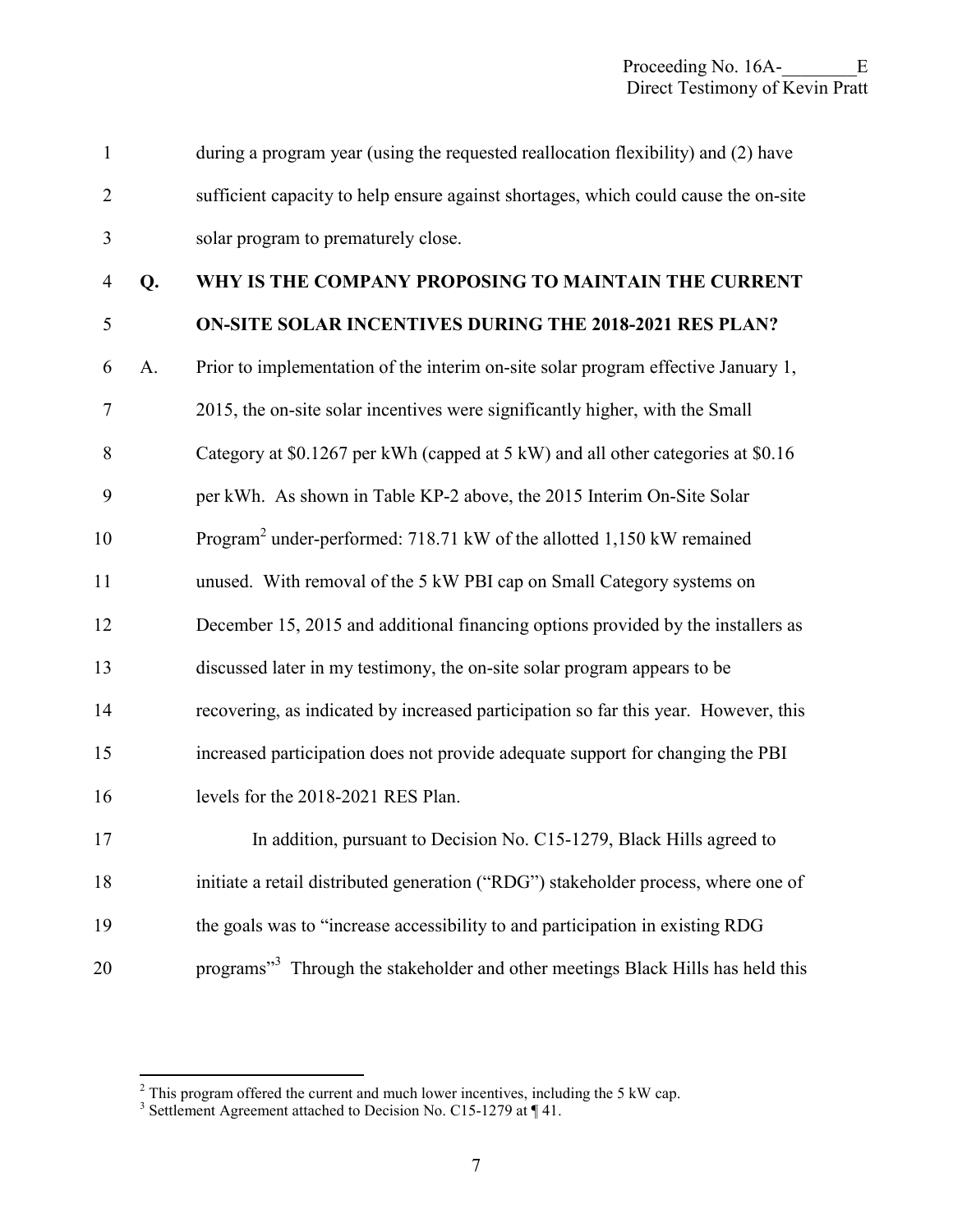during a program year (using the requested reallocation flexibility) and (2) have sufficient capacity to help ensure against shortages, which could cause the on-site solar program to prematurely close.

**Q. WHY IS THE COMPANY PROPOSING TO MAINTAIN THE CURRENT ON-SITE SOLAR INCENTIVES DURING THE 2018-2021 RES PLAN?**

A. Prior to implementation of the interim on-site solar program effective January 1, 2015, the on-site solar incentives were significantly higher, with the Small Category at $0.1267 per kWh (capped at 5 kW) and all other categories at $0.16 per kWh. As shown in Table KP-2 above, the 2015 Interim On-Site Solar Program[2] under-performed: 718.71 kW of the allotted 1,150 kW remained unused. With removal of the 5 kW PBI cap on Small Category systems on December 15, 2015 and additional financing options provided by the installers as discussed later in my testimony, the on-site solar program appears to be recovering, as indicated by increased participation so far this year. However, this increased participation does not provide adequate support for changing the PBI levels for the 2018-2021 RES Plan.

In addition, pursuant to Decision No. C15-1279, Black Hills agreed to initiate a retail distributed generation ("RDG") stakeholder process, where one of the goals was to "increase accessibility to and participation in existing RDG programs"[3] Through the stakeholder and other meetings Black Hills has held this

---

[2] This program offered the current and much lower incentives, including the 5 kW cap.

[3] Settlement Agreement attached to Decision No. C15-1279 at ¶ 41.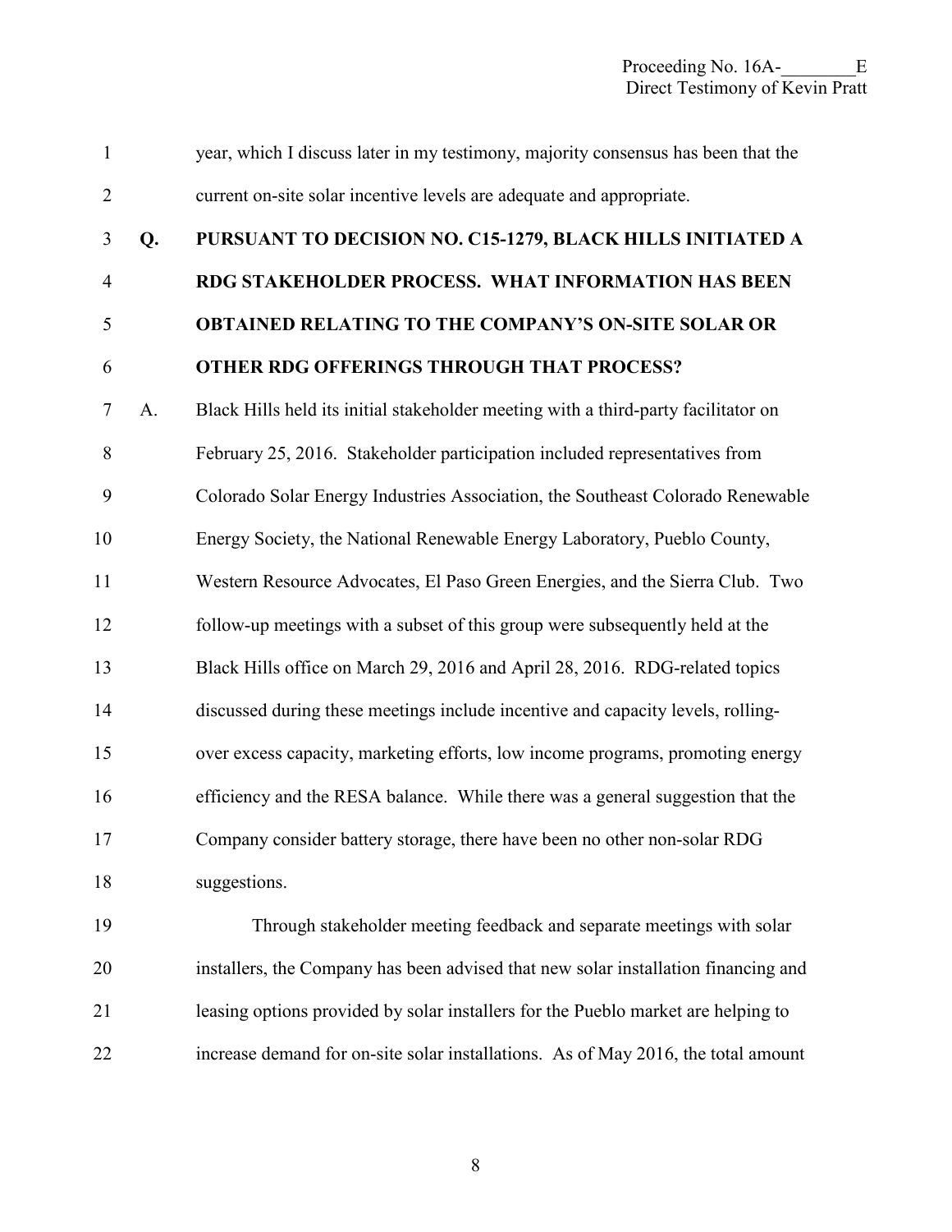year, which I discuss later in my testimony, majority consensus has been that the current on-site solar incentive levels are adequate and appropriate.

**Q. PURSUANT TO DECISION NO. C15-1279, BLACK HILLS INITIATED A RDG STAKEHOLDER PROCESS. WHAT INFORMATION HAS BEEN OBTAINED RELATING TO THE COMPANY'S ON-SITE SOLAR OR OTHER RDG OFFERINGS THROUGH THAT PROCESS?**

A. Black Hills held its initial stakeholder meeting with a third-party facilitator on February 25, 2016. Stakeholder participation included representatives from Colorado Solar Energy Industries Association, the Southeast Colorado Renewable Energy Society, the National Renewable Energy Laboratory, Pueblo County, Western Resource Advocates, El Paso Green Energies, and the Sierra Club. Two follow-up meetings with a subset of this group were subsequently held at the Black Hills office on March 29, 2016 and April 28, 2016. RDG-related topics discussed during these meetings include incentive and capacity levels, rolling-over excess capacity, marketing efforts, low income programs, promoting energy efficiency and the RESA balance. While there was a general suggestion that the Company consider battery storage, there have been no other non-solar RDG suggestions.

Through stakeholder meeting feedback and separate meetings with solar installers, the Company has been advised that new solar installation financing and leasing options provided by solar installers for the Pueblo market are helping to increase demand for on-site solar installations. As of May 2016, the total amount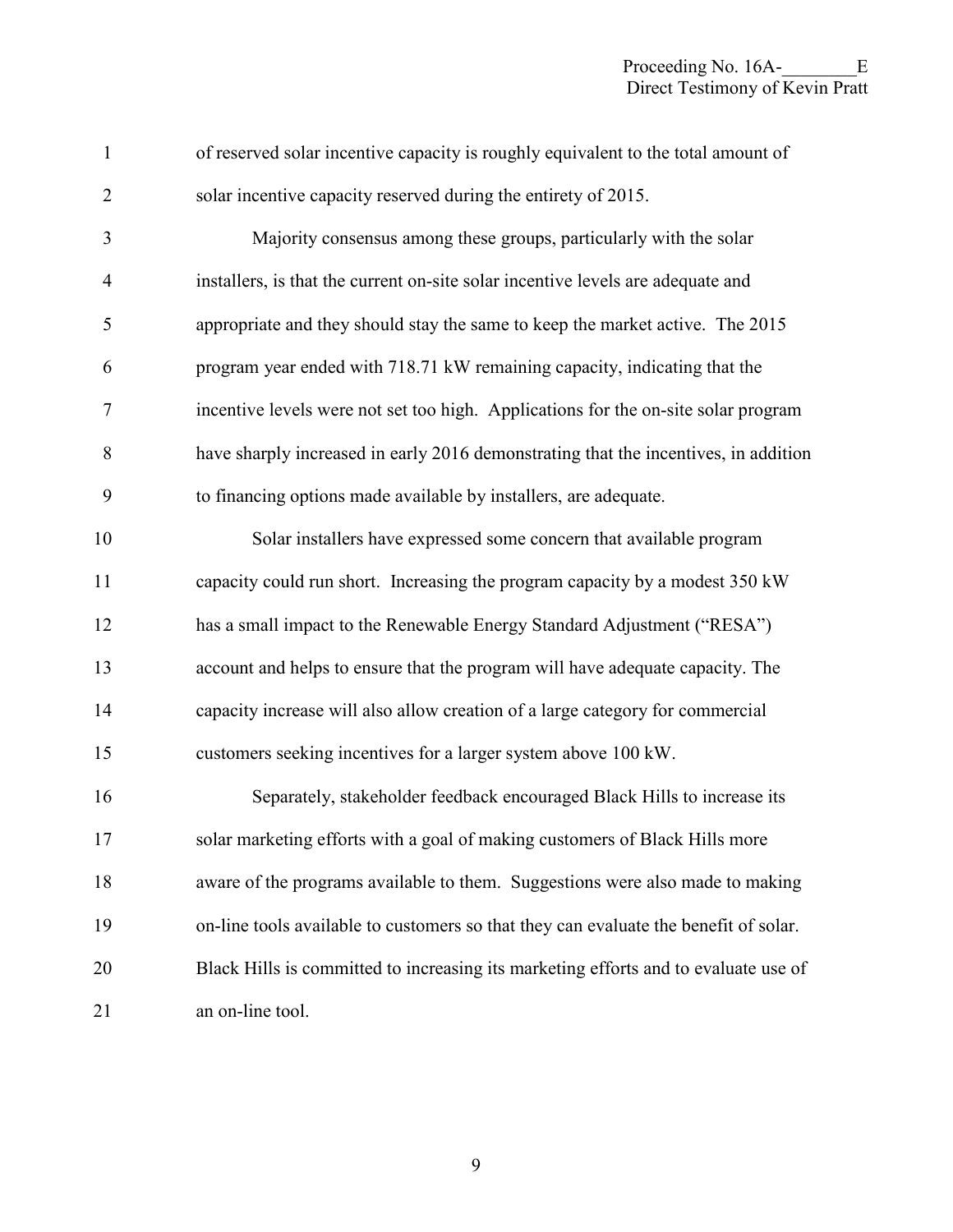of reserved solar incentive capacity is roughly equivalent to the total amount of solar incentive capacity reserved during the entirety of 2015.

Majority consensus among these groups, particularly with the solar installers, is that the current on-site solar incentive levels are adequate and appropriate and they should stay the same to keep the market active. The 2015 program year ended with 718.71 kW remaining capacity, indicating that the incentive levels were not set too high. Applications for the on-site solar program have sharply increased in early 2016 demonstrating that the incentives, in addition to financing options made available by installers, are adequate.

Solar installers have expressed some concern that available program capacity could run short. Increasing the program capacity by a modest 350 kW has a small impact to the Renewable Energy Standard Adjustment ("RESA") account and helps to ensure that the program will have adequate capacity. The capacity increase will also allow creation of a large category for commercial customers seeking incentives for a larger system above 100 kW.

Separately, stakeholder feedback encouraged Black Hills to increase its solar marketing efforts with a goal of making customers of Black Hills more aware of the programs available to them. Suggestions were also made to making on-line tools available to customers so that they can evaluate the benefit of solar. Black Hills is committed to increasing its marketing efforts and to evaluate use of an on-line tool.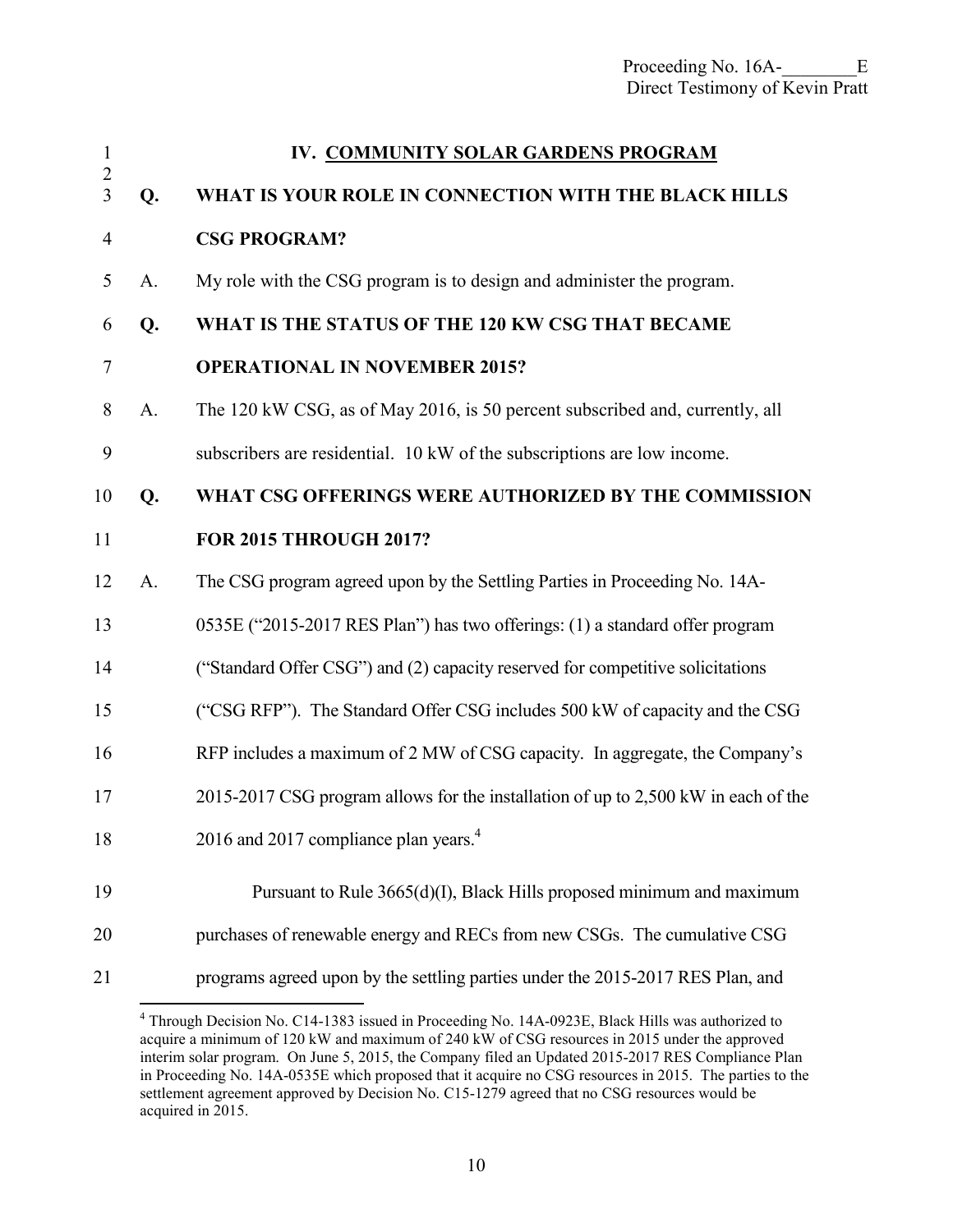## IV. COMMUNITY SOLAR GARDENS PROGRAM

**Q. WHAT IS YOUR ROLE IN CONNECTION WITH THE BLACK HILLS CSG PROGRAM?**

A. My role with the CSG program is to design and administer the program.

**Q. WHAT IS THE STATUS OF THE 120 KW CSG THAT BECAME OPERATIONAL IN NOVEMBER 2015?**

A. The 120 kW CSG, as of May 2016, is 50 percent subscribed and, currently, all subscribers are residential. 10 kW of the subscriptions are low income.

**Q. WHAT CSG OFFERINGS WERE AUTHORIZED BY THE COMMISSION FOR 2015 THROUGH 2017?**

A. The CSG program agreed upon by the Settling Parties in Proceeding No. 14A-0535E ("2015-2017 RES Plan") has two offerings: (1) a standard offer program ("Standard Offer CSG") and (2) capacity reserved for competitive solicitations ("CSG RFP"). The Standard Offer CSG includes 500 kW of capacity and the CSG RFP includes a maximum of 2 MW of CSG capacity. In aggregate, the Company's 2015-2017 CSG program allows for the installation of up to 2,500 kW in each of the 2016 and 2017 compliance plan years.[4]

Pursuant to Rule 3665(d)(I), Black Hills proposed minimum and maximum purchases of renewable energy and RECs from new CSGs. The cumulative CSG programs agreed upon by the settling parties under the 2015-2017 RES Plan, and

---

[4] Through Decision No. C14-1383 issued in Proceeding No. 14A-0923E, Black Hills was authorized to acquire a minimum of 120 kW and maximum of 240 kW of CSG resources in 2015 under the approved interim solar program. On June 5, 2015, the Company filed an Updated 2015-2017 RES Compliance Plan in Proceeding No. 14A-0535E which proposed that it acquire no CSG resources in 2015. The parties to the settlement agreement approved by Decision No. C15-1279 agreed that no CSG resources would be acquired in 2015.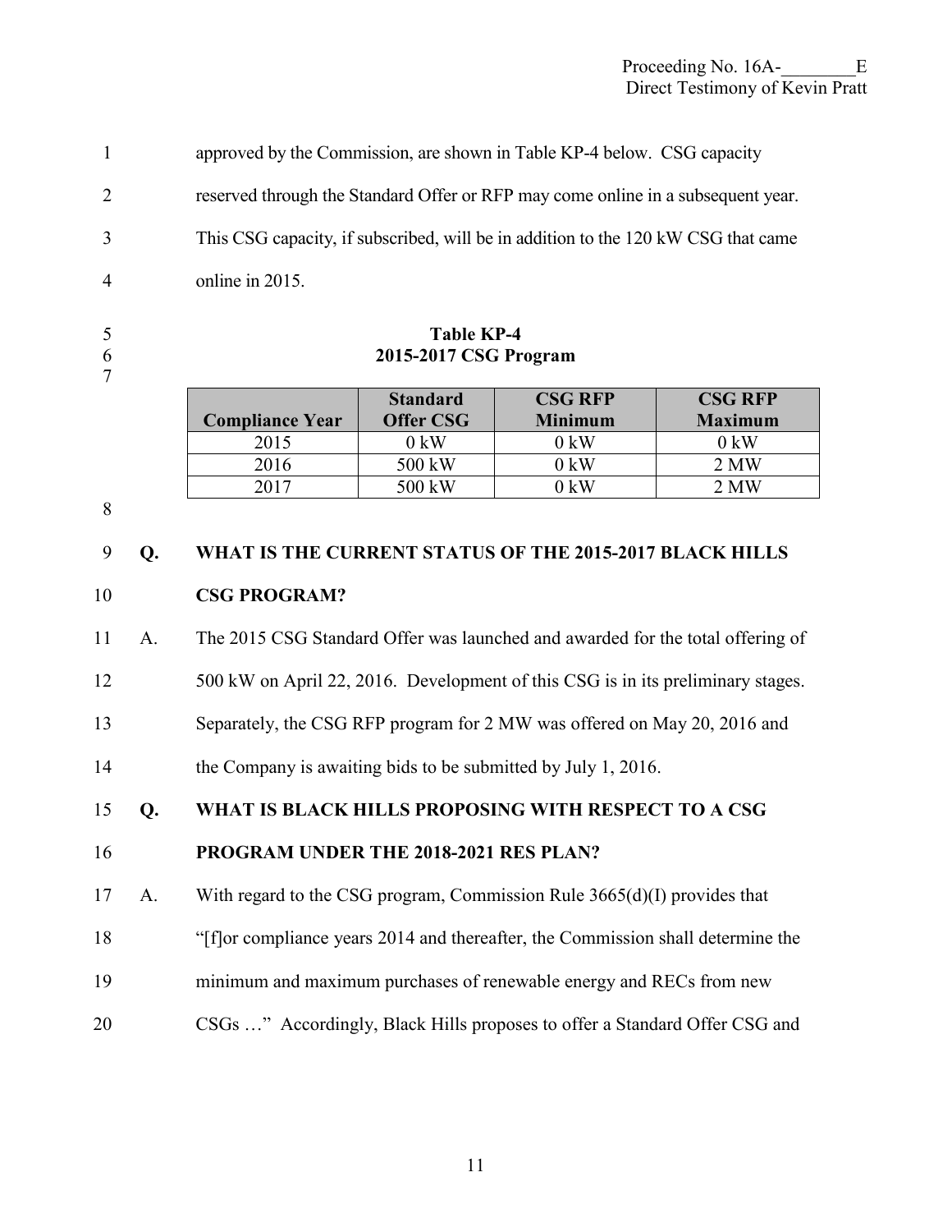approved by the Commission, are shown in Table KP-4 below. CSG capacity reserved through the Standard Offer or RFP may come online in a subsequent year. This CSG capacity, if subscribed, will be in addition to the 120 kW CSG that came online in 2015.

**Table KP-4**
**2015-2017 CSG Program**

| Compliance Year | Standard Offer CSG | CSG RFP Minimum | CSG RFP Maximum |
|---|---|---|---|
| 2015 | 0 kW | 0 kW | 0 kW |
| 2016 | 500 kW | 0 kW | 2 MW |
| 2017 | 500 kW | 0 kW | 2 MW |

**Q. WHAT IS THE CURRENT STATUS OF THE 2015-2017 BLACK HILLS CSG PROGRAM?**

A. The 2015 CSG Standard Offer was launched and awarded for the total offering of 500 kW on April 22, 2016. Development of this CSG is in its preliminary stages. Separately, the CSG RFP program for 2 MW was offered on May 20, 2016 and the Company is awaiting bids to be submitted by July 1, 2016.

**Q. WHAT IS BLACK HILLS PROPOSING WITH RESPECT TO A CSG PROGRAM UNDER THE 2018-2021 RES PLAN?**

A. With regard to the CSG program, Commission Rule 3665(d)(I) provides that "[f]or compliance years 2014 and thereafter, the Commission shall determine the minimum and maximum purchases of renewable energy and RECs from new CSGs …" Accordingly, Black Hills proposes to offer a Standard Offer CSG and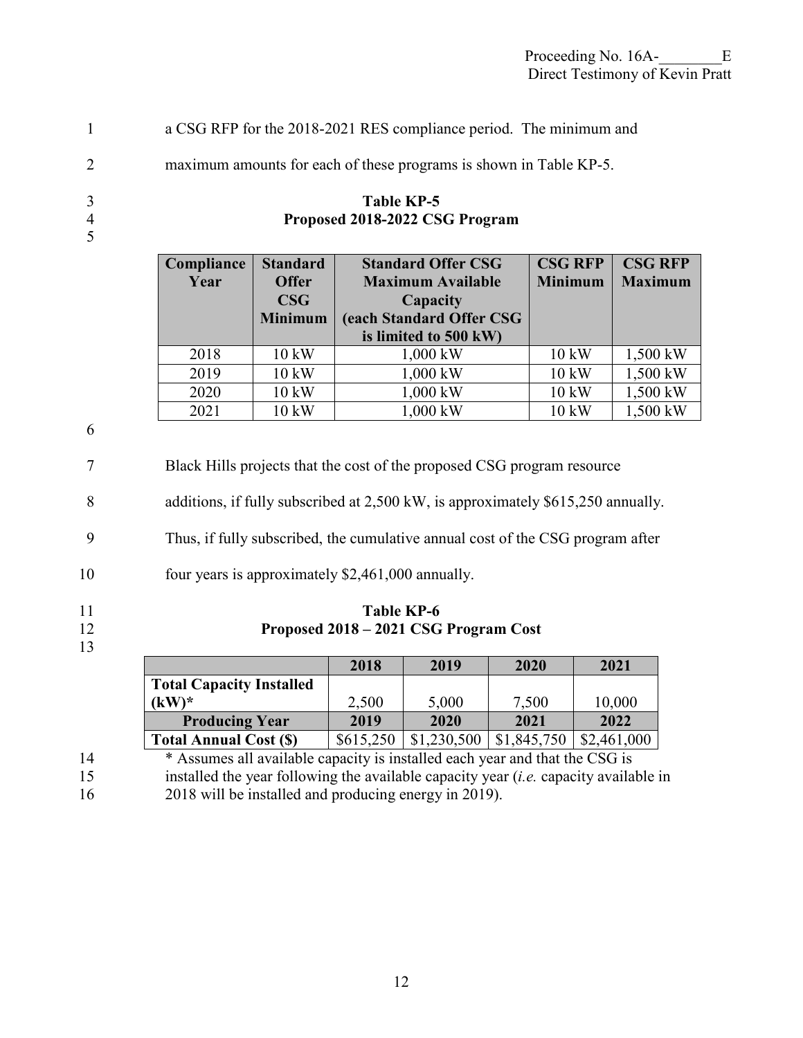a CSG RFP for the 2018-2021 RES compliance period. The minimum and maximum amounts for each of these programs is shown in Table KP-5.

**Table KP-5**
**Proposed 2018-2022 CSG Program**

| Compliance Year | Standard Offer CSG Minimum | Standard Offer CSG Maximum Available Capacity (each Standard Offer CSG is limited to 500 kW) | CSG RFP Minimum | CSG RFP Maximum |
|---|---|---|---|---|
| 2018 | 10 kW | 1,000 kW | 10 kW | 1,500 kW |
| 2019 | 10 kW | 1,000 kW | 10 kW | 1,500 kW |
| 2020 | 10 kW | 1,000 kW | 10 kW | 1,500 kW |
| 2021 | 10 kW | 1,000 kW | 10 kW | 1,500 kW |

Black Hills projects that the cost of the proposed CSG program resource additions, if fully subscribed at 2,500 kW, is approximately $615,250 annually. Thus, if fully subscribed, the cumulative annual cost of the CSG program after four years is approximately $2,461,000 annually.

**Table KP-6**
**Proposed 2018 – 2021 CSG Program Cost**

| | 2018 | 2019 | 2020 | 2021 |
|---|---|---|---|---|
| **Total Capacity Installed (kW)*** | 2,500 | 5,000 | 7,500 | 10,000 |
| **Producing Year** | **2019** | **2020** | **2021** | **2022** |
| **Total Annual Cost ($)** | $615,250 | $1,230,500 | $1,845,750 | $2,461,000 |

* Assumes all available capacity is installed each year and that the CSG is installed the year following the available capacity year (*i.e.* capacity available in 2018 will be installed and producing energy in 2019).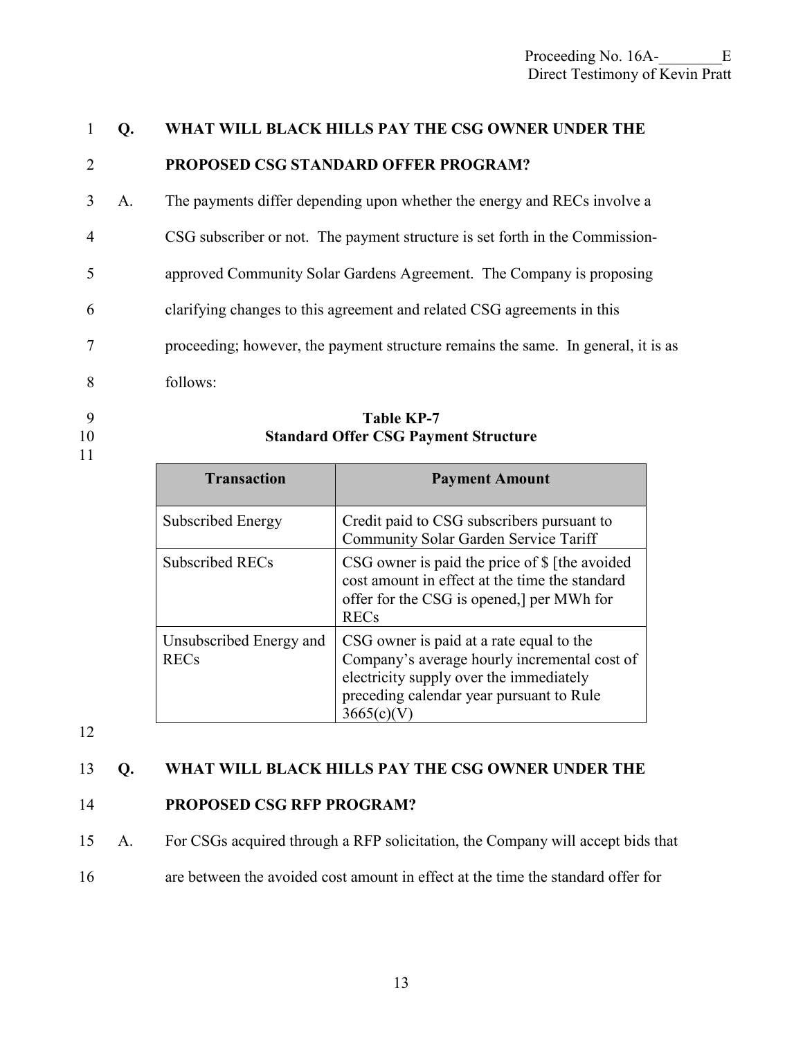**Q. WHAT WILL BLACK HILLS PAY THE CSG OWNER UNDER THE PROPOSED CSG STANDARD OFFER PROGRAM?**

A. The payments differ depending upon whether the energy and RECs involve a CSG subscriber or not. The payment structure is set forth in the Commission-approved Community Solar Gardens Agreement. The Company is proposing clarifying changes to this agreement and related CSG agreements in this proceeding; however, the payment structure remains the same. In general, it is as follows:

**Table KP-7**
**Standard Offer CSG Payment Structure**

| Transaction | Payment Amount |
|---|---|
| Subscribed Energy | Credit paid to CSG subscribers pursuant to Community Solar Garden Service Tariff |
| Subscribed RECs | CSG owner is paid the price of $ [the avoided cost amount in effect at the time the standard offer for the CSG is opened,] per MWh for RECs |
| Unsubscribed Energy and RECs | CSG owner is paid at a rate equal to the Company's average hourly incremental cost of electricity supply over the immediately preceding calendar year pursuant to Rule 3665(c)(V) |

**Q. WHAT WILL BLACK HILLS PAY THE CSG OWNER UNDER THE PROPOSED CSG RFP PROGRAM?**

A. For CSGs acquired through a RFP solicitation, the Company will accept bids that are between the avoided cost amount in effect at the time the standard offer for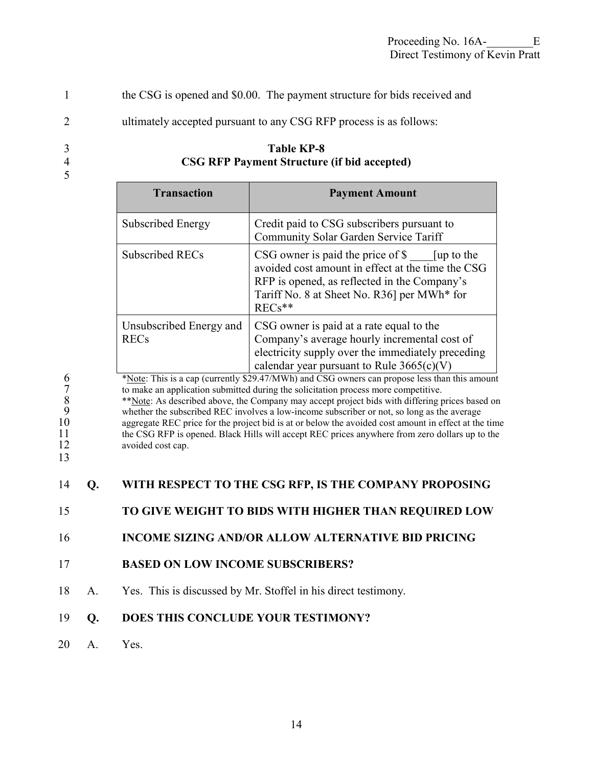the CSG is opened and \$0.00. The payment structure for bids received and ultimately accepted pursuant to any CSG RFP process is as follows:

**Table KP-8**
**CSG RFP Payment Structure (if bid accepted)**

| Transaction | Payment Amount |
|---|---|
| Subscribed Energy | Credit paid to CSG subscribers pursuant to Community Solar Garden Service Tariff |
| Subscribed RECs | CSG owner is paid the price of \$ ____[up to the avoided cost amount in effect at the time the CSG RFP is opened, as reflected in the Company's Tariff No. 8 at Sheet No. R36] per MWh* for RECs** |
| Unsubscribed Energy and RECs | CSG owner is paid at a rate equal to the Company's average hourly incremental cost of electricity supply over the immediately preceding calendar year pursuant to Rule 3665(c)(V) |

*Note: This is a cap (currently \$29.47/MWh) and CSG owners can propose less than this amount to make an application submitted during the solicitation process more competitive.
**Note: As described above, the Company may accept project bids with differing prices based on whether the subscribed REC involves a low-income subscriber or not, so long as the average aggregate REC price for the project bid is at or below the avoided cost amount in effect at the time the CSG RFP is opened. Black Hills will accept REC prices anywhere from zero dollars up to the avoided cost cap.

**Q. WITH RESPECT TO THE CSG RFP, IS THE COMPANY PROPOSING TO GIVE WEIGHT TO BIDS WITH HIGHER THAN REQUIRED LOW INCOME SIZING AND/OR ALLOW ALTERNATIVE BID PRICING BASED ON LOW INCOME SUBSCRIBERS?**

A. Yes. This is discussed by Mr. Stoffel in his direct testimony.

**Q. DOES THIS CONCLUDE YOUR TESTIMONY?**

A. Yes.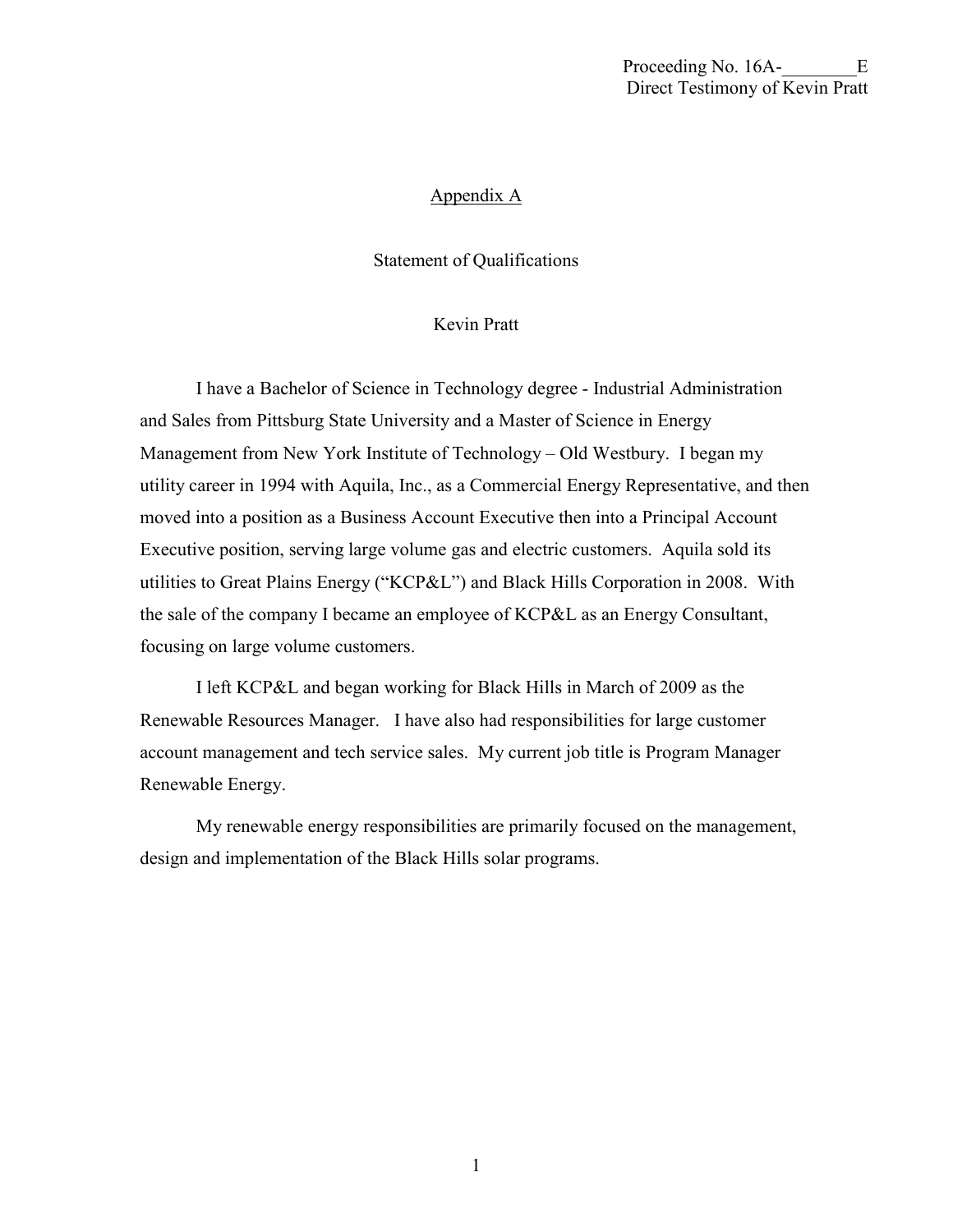## Appendix A

### Statement of Qualifications

### Kevin Pratt

I have a Bachelor of Science in Technology degree - Industrial Administration and Sales from Pittsburg State University and a Master of Science in Energy Management from New York Institute of Technology – Old Westbury. I began my utility career in 1994 with Aquila, Inc., as a Commercial Energy Representative, and then moved into a position as a Business Account Executive then into a Principal Account Executive position, serving large volume gas and electric customers. Aquila sold its utilities to Great Plains Energy ("KCP&L") and Black Hills Corporation in 2008. With the sale of the company I became an employee of KCP&L as an Energy Consultant, focusing on large volume customers.

I left KCP&L and began working for Black Hills in March of 2009 as the Renewable Resources Manager. I have also had responsibilities for large customer account management and tech service sales. My current job title is Program Manager Renewable Energy.

My renewable energy responsibilities are primarily focused on the management, design and implementation of the Black Hills solar programs.